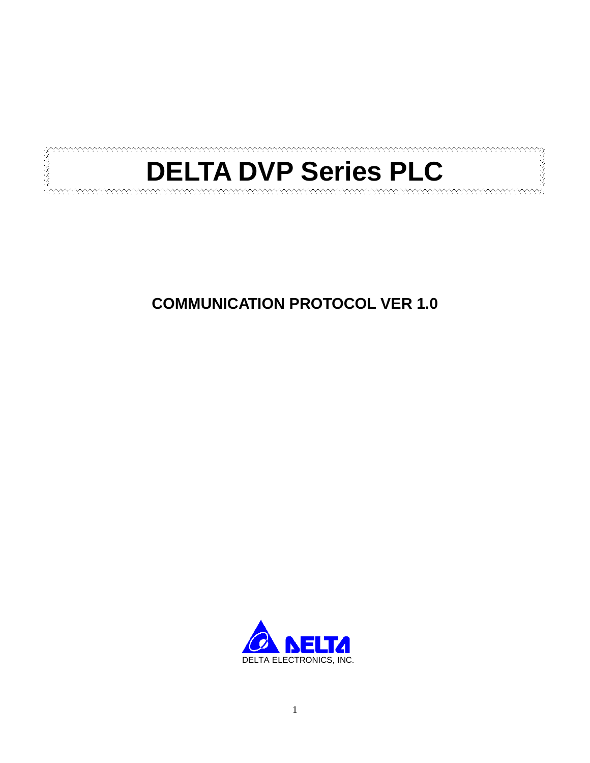# DELTA DVP Series PLC

## COMMUNICATION PROTOCOL VER 1.0

DELTA ELECTRONICS, INC.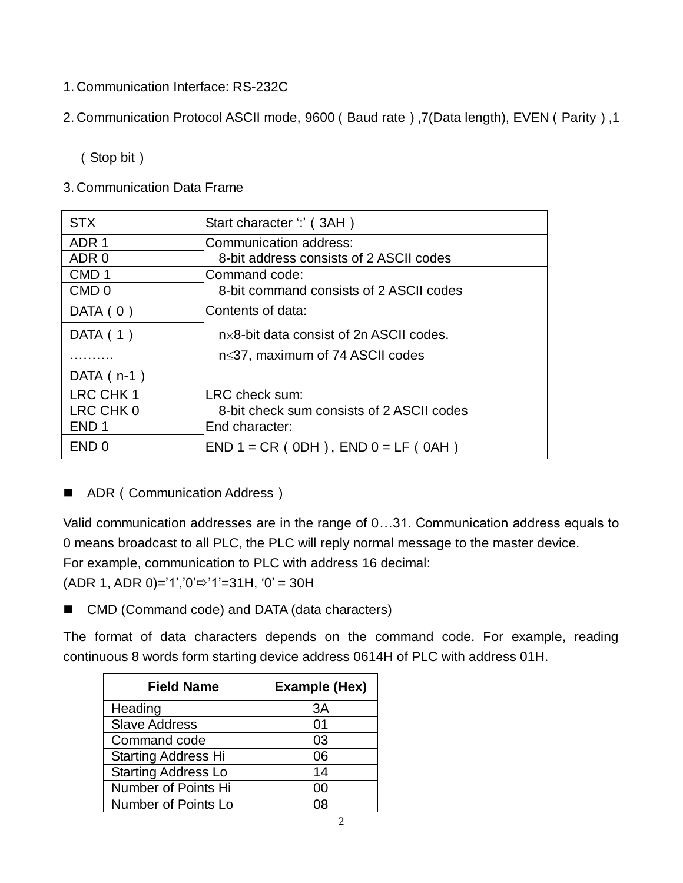1. Communication Interface: RS-232C

2. Communication Protocol ASCII mode, 9600（Baud rate）,7(Data length), EVEN（Parity）,1（Stop bit）

3. Communication Data Frame

| | |
|---|---|
| STX | Start character ‘:’（3AH） |
| ADR 1 | Communication address: |
| ADR 0 | 8-bit address consists of 2 ASCII codes |
| CMD 1 | Command code: |
| CMD 0 | 8-bit command consists of 2 ASCII codes |
| DATA（0） | Contents of data: |
| DATA（1） | n×8-bit data consist of 2n ASCII codes. |
| ………. | n≤37, maximum of 74 ASCII codes |
| DATA（n-1） | |
| LRC CHK 1 | LRC check sum: |
| LRC CHK 0 | 8-bit check sum consists of 2 ASCII codes |
| END 1 | End character: |
| END 0 | END 1 = CR（0DH）, END 0 = LF（0AH） |

■ ADR（Communication Address）

Valid communication addresses are in the range of 0…31. Communication address equals to 0 means broadcast to all PLC, the PLC will reply normal message to the master device.
For example, communication to PLC with address 16 decimal:
(ADR 1, ADR 0)=’1’,’0’⇨’1’=31H, ‘0’ = 30H

■ CMD (Command code) and DATA (data characters)

The format of data characters depends on the command code. For example, reading continuous 8 words form starting device address 0614H of PLC with address 01H.

| Field Name | Example (Hex) |
|---|---|
| Heading | 3A |
| Slave Address | 01 |
| Command code | 03 |
| Starting Address Hi | 06 |
| Starting Address Lo | 14 |
| Number of Points Hi | 00 |
| Number of Points Lo | 08 |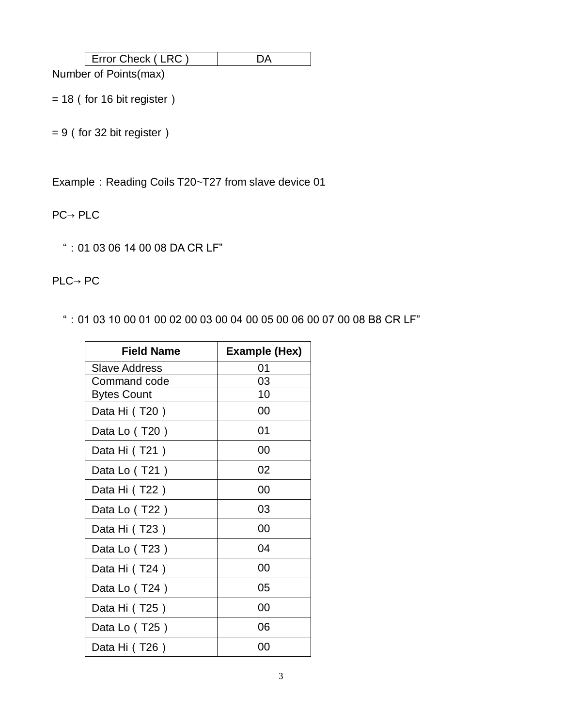| Error Check ( LRC ) | DA |
|---|---|

Number of Points(max)

= 18 ( for 16 bit register )

= 9 ( for 32 bit register )

Example：Reading Coils T20~T27 from slave device 01

PC→ PLC

"：01 03 06 14 00 08 DA CR LF"

PLC→ PC

"：01 03 10 00 01 00 02 00 03 00 04 00 05 00 06 00 07 00 08 B8 CR LF"

| Field Name | Example (Hex) |
|---|---|
| Slave Address | 01 |
| Command code | 03 |
| Bytes Count | 10 |
| Data Hi ( T20 ) | 00 |
| Data Lo ( T20 ) | 01 |
| Data Hi ( T21 ) | 00 |
| Data Lo ( T21 ) | 02 |
| Data Hi ( T22 ) | 00 |
| Data Lo ( T22 ) | 03 |
| Data Hi ( T23 ) | 00 |
| Data Lo ( T23 ) | 04 |
| Data Hi ( T24 ) | 00 |
| Data Lo ( T24 ) | 05 |
| Data Hi ( T25 ) | 00 |
| Data Lo ( T25 ) | 06 |
| Data Hi ( T26 ) | 00 |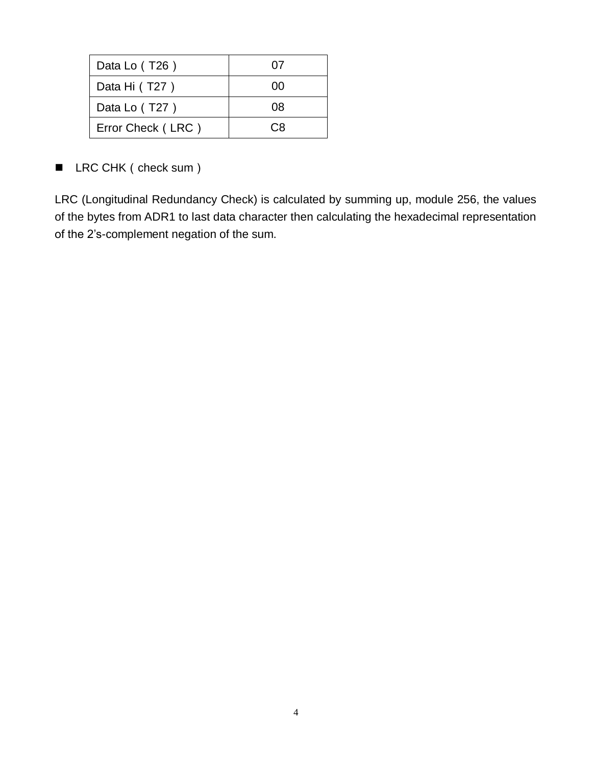| Data Lo（T26） | 07 |
| --- | --- |
| Data Hi（T27） | 00 |
| Data Lo（T27） | 08 |
| Error Check（LRC） | C8 |

■ LRC CHK（check sum）

LRC (Longitudinal Redundancy Check) is calculated by summing up, module 256, the values of the bytes from ADR1 to last data character then calculating the hexadecimal representation of the 2’s-complement negation of the sum.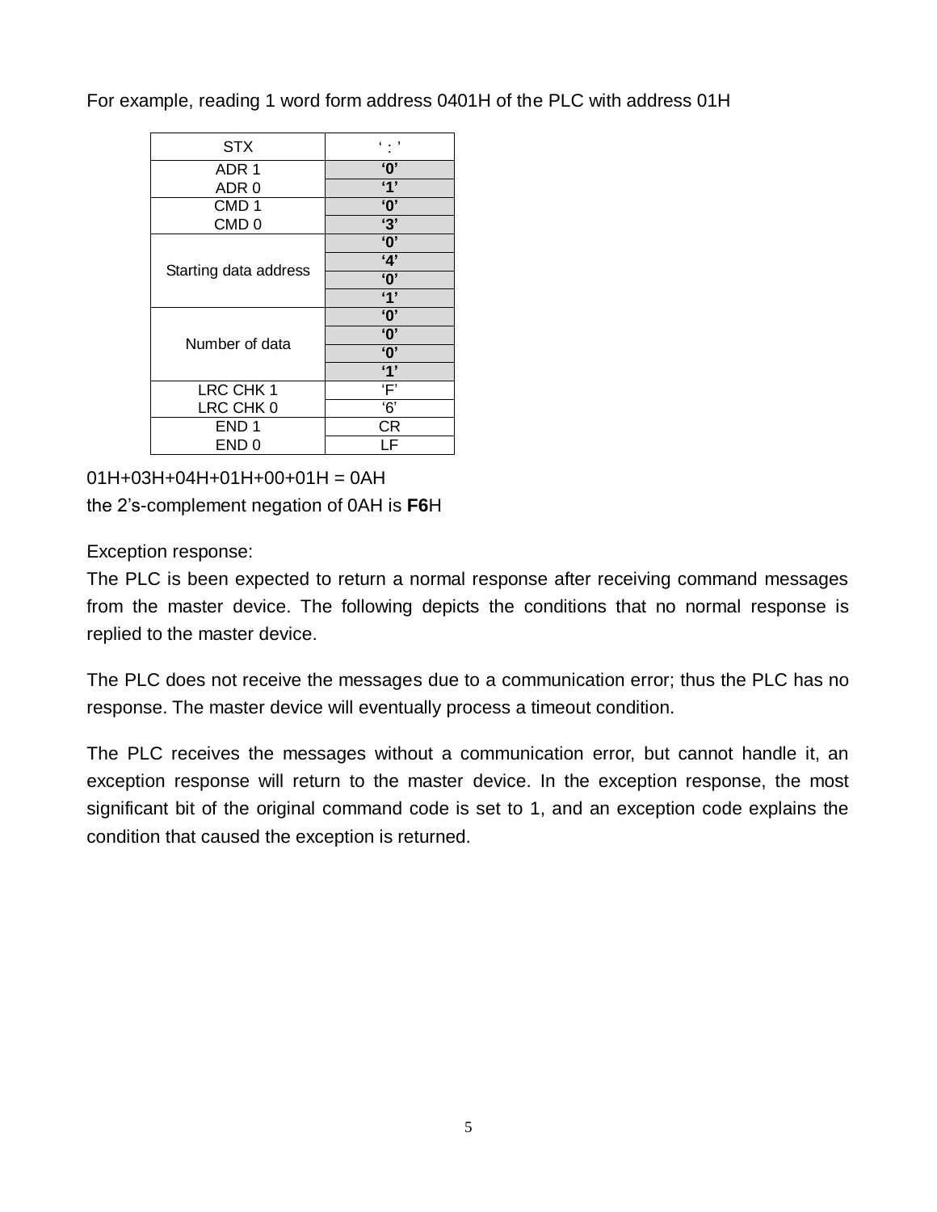For example, reading 1 word form address 0401H of the PLC with address 01H

| STX | ‘ : ’ |
|---|---|
| ADR 1 | **‘0’** |
| ADR 0 | **‘1’** |
| CMD 1 | **‘0’** |
| CMD 0 | **‘3’** |
| Starting data address | **‘0’** |
| | **‘4’** |
| | **‘0’** |
| | **‘1’** |
| Number of data | **‘0’** |
| | **‘0’** |
| | **‘0’** |
| | **‘1’** |
| LRC CHK 1 | ‘F’ |
| LRC CHK 0 | ‘6’ |
| END 1 | CR |
| END 0 | LF |

01H+03H+04H+01H+00+01H = 0AH

the 2’s-complement negation of 0AH is **F6**H

Exception response:

The PLC is been expected to return a normal response after receiving command messages from the master device. The following depicts the conditions that no normal response is replied to the master device.

The PLC does not receive the messages due to a communication error; thus the PLC has no response. The master device will eventually process a timeout condition.

The PLC receives the messages without a communication error, but cannot handle it, an exception response will return to the master device. In the exception response, the most significant bit of the original command code is set to 1, and an exception code explains the condition that caused the exception is returned.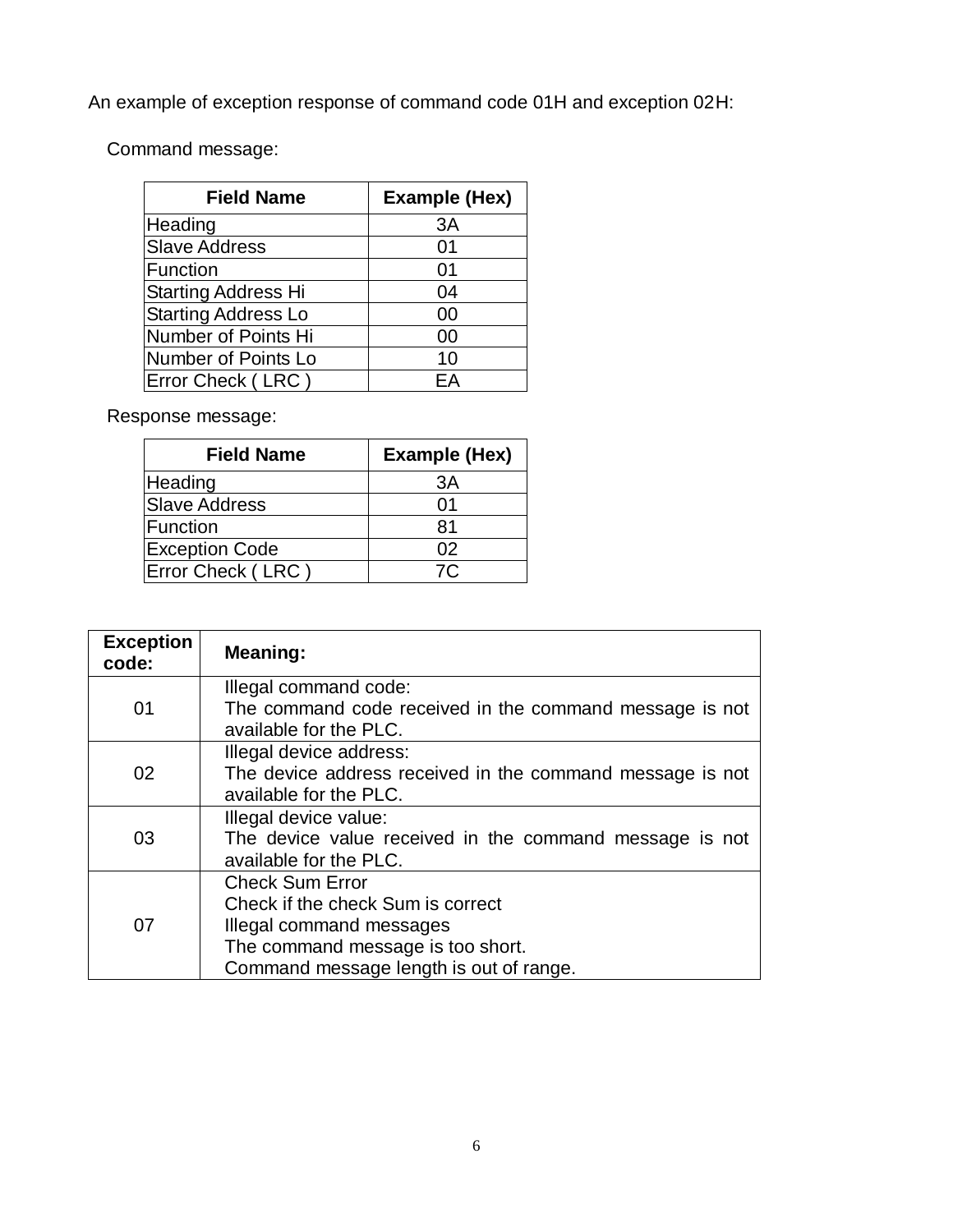An example of exception response of command code 01H and exception 02H:

Command message:

| Field Name | Example (Hex) |
|---|---|
| Heading | 3A |
| Slave Address | 01 |
| Function | 01 |
| Starting Address Hi | 04 |
| Starting Address Lo | 00 |
| Number of Points Hi | 00 |
| Number of Points Lo | 10 |
| Error Check ( LRC ) | EA |

Response message:

| Field Name | Example (Hex) |
|---|---|
| Heading | 3A |
| Slave Address | 01 |
| Function | 81 |
| Exception Code | 02 |
| Error Check ( LRC ) | 7C |

| Exception code: | Meaning: |
|---|---|
| 01 | Illegal command code:<br>The command code received in the command message is not available for the PLC. |
| 02 | Illegal device address:<br>The device address received in the command message is not available for the PLC. |
| 03 | Illegal device value:<br>The device value received in the command message is not available for the PLC. |
| 07 | Check Sum Error<br>Check if the check Sum is correct<br>Illegal command messages<br>The command message is too short.<br>Command message length is out of range. |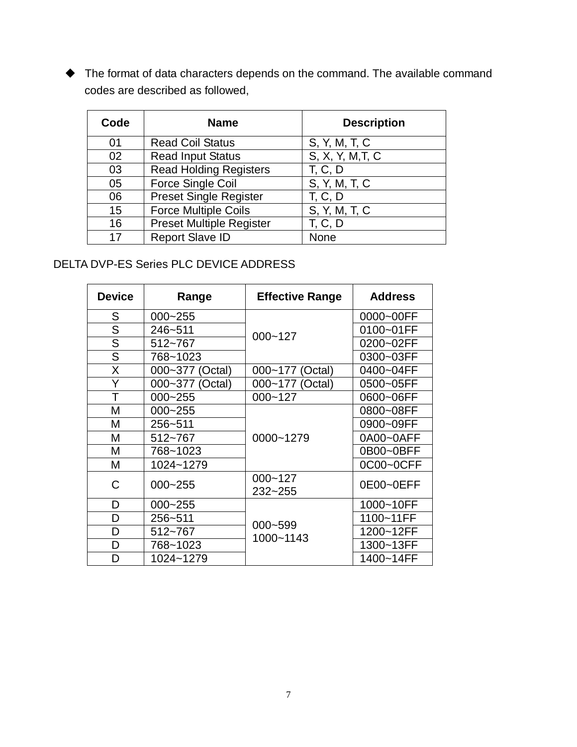- The format of data characters depends on the command. The available command codes are described as followed,

| Code | Name | Description |
|---|---|---|
| 01 | Read Coil Status | S, Y, M, T, C |
| 02 | Read Input Status | S, X, Y, M,T, C |
| 03 | Read Holding Registers | T, C, D |
| 05 | Force Single Coil | S, Y, M, T, C |
| 06 | Preset Single Register | T, C, D |
| 15 | Force Multiple Coils | S, Y, M, T, C |
| 16 | Preset Multiple Register | T, C, D |
| 17 | Report Slave ID | None |

DELTA DVP-ES Series PLC DEVICE ADDRESS

| Device | Range | Effective Range | Address |
|---|---|---|---|
| S | 000~255 | 000~127 | 0000~00FF |
| S | 246~511 | | 0100~01FF |
| S | 512~767 | | 0200~02FF |
| S | 768~1023 | | 0300~03FF |
| X | 000~377 (Octal) | 000~177 (Octal) | 0400~04FF |
| Y | 000~377 (Octal) | 000~177 (Octal) | 0500~05FF |
| T | 000~255 | 000~127 | 0600~06FF |
| M | 000~255 | 0000~1279 | 0800~08FF |
| M | 256~511 | | 0900~09FF |
| M | 512~767 | | 0A00~0AFF |
| M | 768~1023 | | 0B00~0BFF |
| M | 1024~1279 | | 0C00~0CFF |
| C | 000~255 | 000~127<br>232~255 | 0E00~0EFF |
| D | 000~255 | 000~599<br>1000~1143 | 1000~10FF |
| D | 256~511 | | 1100~11FF |
| D | 512~767 | | 1200~12FF |
| D | 768~1023 | | 1300~13FF |
| D | 1024~1279 | | 1400~14FF |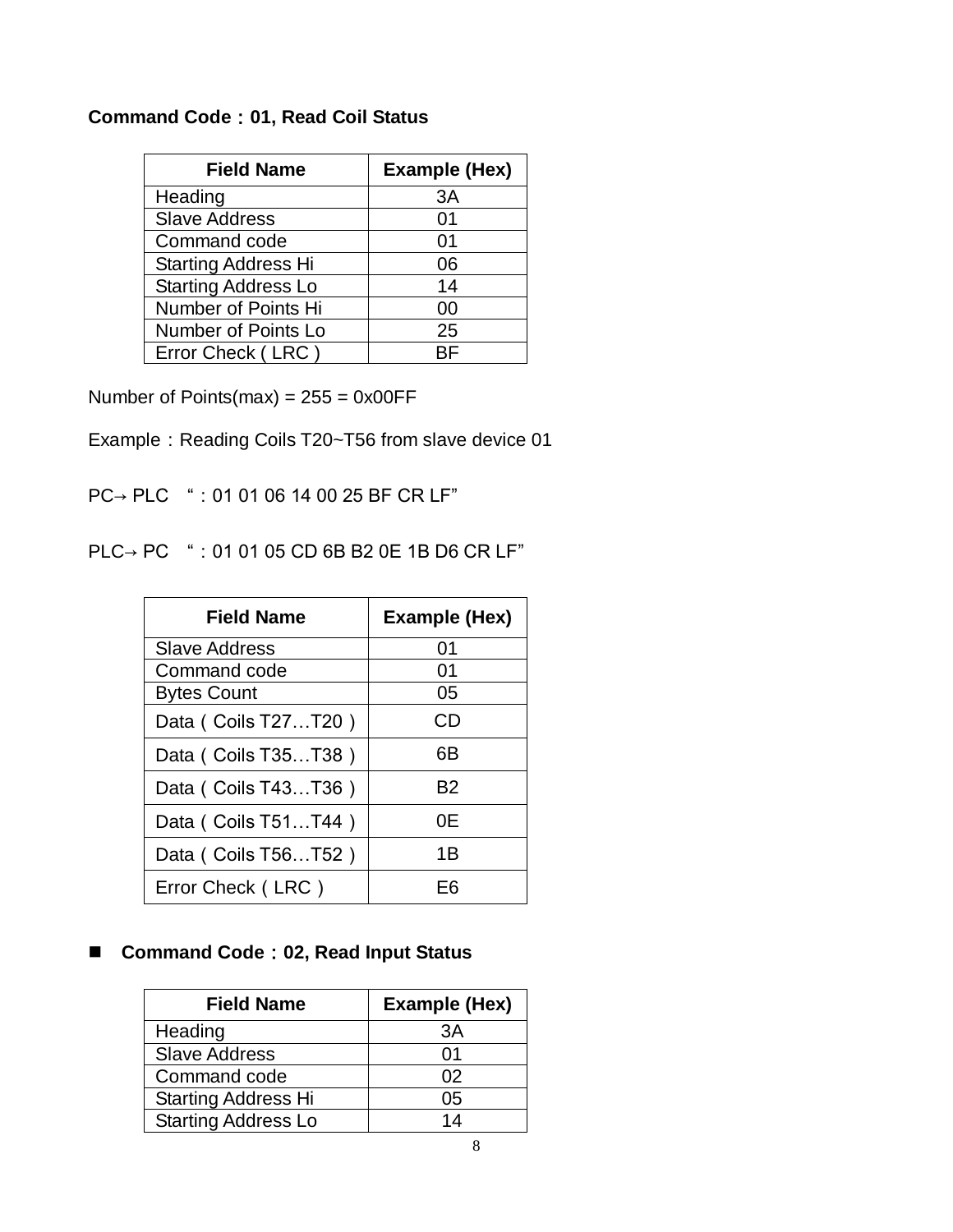**Command Code：01, Read Coil Status**

| Field Name | Example (Hex) |
|---|---|
| Heading | 3A |
| Slave Address | 01 |
| Command code | 01 |
| Starting Address Hi | 06 |
| Starting Address Lo | 14 |
| Number of Points Hi | 00 |
| Number of Points Lo | 25 |
| Error Check ( LRC ) | BF |

Number of Points(max) = 255 = 0x00FF

Example：Reading Coils T20~T56 from slave device 01

PC→ PLC “：01 01 06 14 00 25 BF CR LF”

PLC→ PC “：01 01 05 CD 6B B2 0E 1B D6 CR LF”

| Field Name | Example (Hex) |
|---|---|
| Slave Address | 01 |
| Command code | 01 |
| Bytes Count | 05 |
| Data（Coils T27…T20） | CD |
| Data（Coils T35…T38） | 6B |
| Data（Coils T43…T36） | B2 |
| Data（Coils T51…T44） | 0E |
| Data（Coils T56…T52） | 1B |
| Error Check（LRC） | E6 |

- **Command Code：02, Read Input Status**

| Field Name | Example (Hex) |
|---|---|
| Heading | 3A |
| Slave Address | 01 |
| Command code | 02 |
| Starting Address Hi | 05 |
| Starting Address Lo | 14 |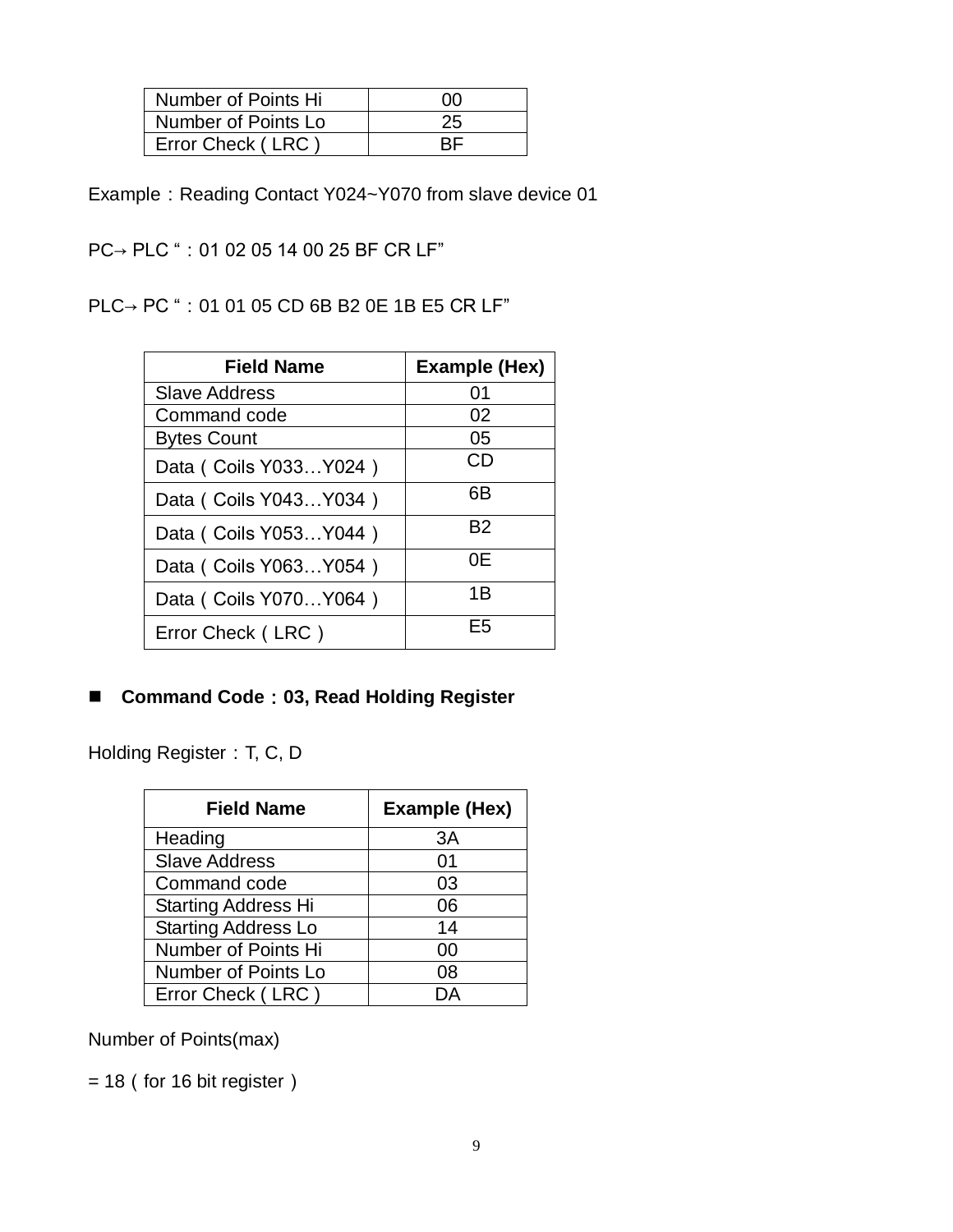| Number of Points Hi | 00 |
|---|---|
| Number of Points Lo | 25 |
| Error Check ( LRC ) | BF |

Example：Reading Contact Y024~Y070 from slave device 01

PC→ PLC “：01 02 05 14 00 25 BF CR LF”

PLC→ PC “：01 01 05 CD 6B B2 0E 1B E5 CR LF”

| Field Name | Example (Hex) |
|---|---|
| Slave Address | 01 |
| Command code | 02 |
| Bytes Count | 05 |
| Data ( Coils Y033…Y024 ) | CD |
| Data ( Coils Y043…Y034 ) | 6B |
| Data ( Coils Y053…Y044 ) | B2 |
| Data ( Coils Y063…Y054 ) | 0E |
| Data ( Coils Y070…Y064 ) | 1B |
| Error Check ( LRC ) | E5 |

- **Command Code：03, Read Holding Register**

Holding Register：T, C, D

| Field Name | Example (Hex) |
|---|---|
| Heading | 3A |
| Slave Address | 01 |
| Command code | 03 |
| Starting Address Hi | 06 |
| Starting Address Lo | 14 |
| Number of Points Hi | 00 |
| Number of Points Lo | 08 |
| Error Check ( LRC ) | DA |

Number of Points(max)

= 18 ( for 16 bit register )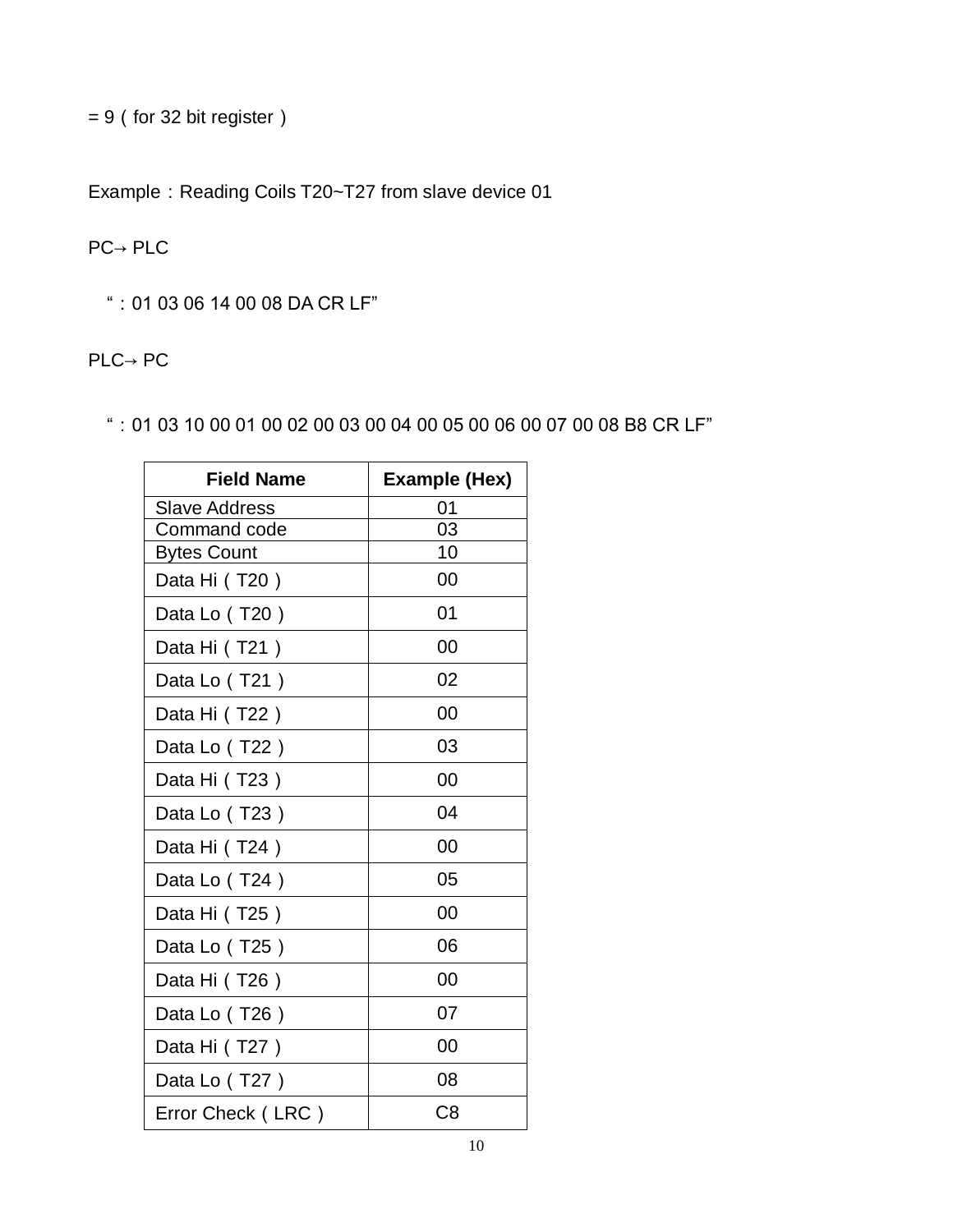= 9（for 32 bit register）

Example：Reading Coils T20~T27 from slave device 01

PC→ PLC

“：01 03 06 14 00 08 DA CR LF”

PLC→ PC

“：01 03 10 00 01 00 02 00 03 00 04 00 05 00 06 00 07 00 08 B8 CR LF”

| Field Name | Example (Hex) |
|---|---|
| Slave Address | 01 |
| Command code | 03 |
| Bytes Count | 10 |
| Data Hi（T20） | 00 |
| Data Lo（T20） | 01 |
| Data Hi（T21） | 00 |
| Data Lo（T21） | 02 |
| Data Hi（T22） | 00 |
| Data Lo（T22） | 03 |
| Data Hi（T23） | 00 |
| Data Lo（T23） | 04 |
| Data Hi（T24） | 00 |
| Data Lo（T24） | 05 |
| Data Hi（T25） | 00 |
| Data Lo（T25） | 06 |
| Data Hi（T26） | 00 |
| Data Lo（T26） | 07 |
| Data Hi（T27） | 00 |
| Data Lo（T27） | 08 |
| Error Check（LRC） | C8 |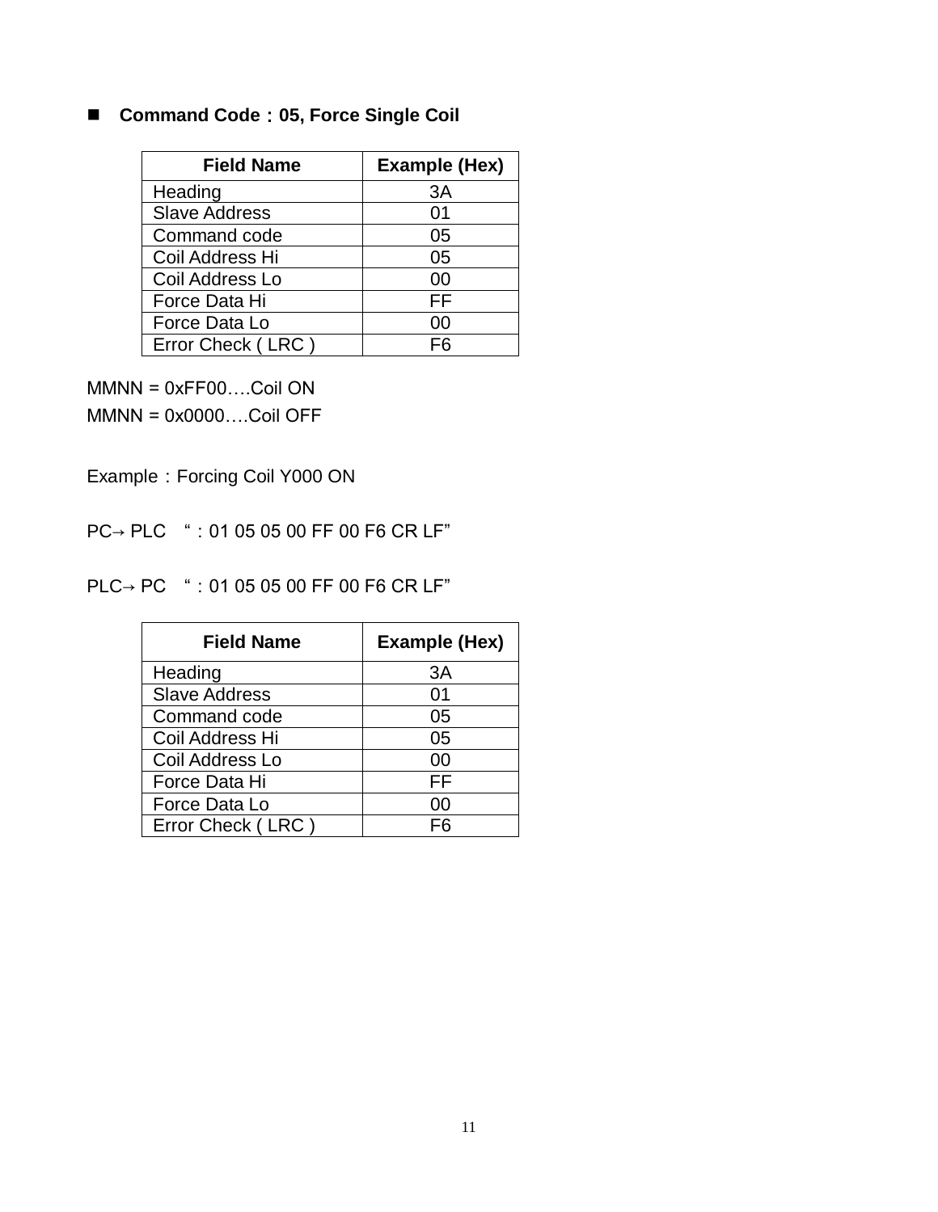- **Command Code：05, Force Single Coil**

| Field Name | Example (Hex) |
| --- | --- |
| Heading | 3A |
| Slave Address | 01 |
| Command code | 05 |
| Coil Address Hi | 05 |
| Coil Address Lo | 00 |
| Force Data Hi | FF |
| Force Data Lo | 00 |
| Error Check ( LRC ) | F6 |

MMNN = 0xFF00….Coil ON

MMNN = 0x0000….Coil OFF

Example：Forcing Coil Y000 ON

PC→ PLC "：01 05 05 00 FF 00 F6 CR LF"

PLC→ PC "：01 05 05 00 FF 00 F6 CR LF"

| Field Name | Example (Hex) |
| --- | --- |
| Heading | 3A |
| Slave Address | 01 |
| Command code | 05 |
| Coil Address Hi | 05 |
| Coil Address Lo | 00 |
| Force Data Hi | FF |
| Force Data Lo | 00 |
| Error Check ( LRC ) | F6 |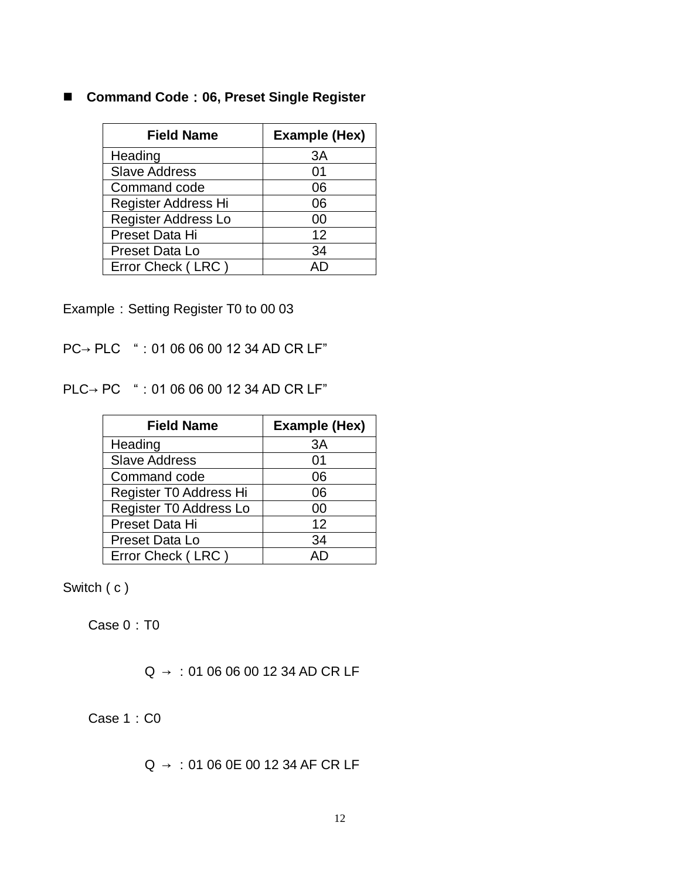- **Command Code：06, Preset Single Register**

| Field Name | Example (Hex) |
|---|---|
| Heading | 3A |
| Slave Address | 01 |
| Command code | 06 |
| Register Address Hi | 06 |
| Register Address Lo | 00 |
| Preset Data Hi | 12 |
| Preset Data Lo | 34 |
| Error Check ( LRC ) | AD |

Example：Setting Register T0 to 00 03

PC→ PLC “：01 06 06 00 12 34 AD CR LF”

PLC→ PC “：01 06 06 00 12 34 AD CR LF”

| Field Name | Example (Hex) |
|---|---|
| Heading | 3A |
| Slave Address | 01 |
| Command code | 06 |
| Register T0 Address Hi | 06 |
| Register T0 Address Lo | 00 |
| Preset Data Hi | 12 |
| Preset Data Lo | 34 |
| Error Check ( LRC ) | AD |

Switch ( c )

Case 0：T0

Q → ：01 06 06 00 12 34 AD CR LF

Case 1：C0

Q → ：01 06 0E 00 12 34 AF CR LF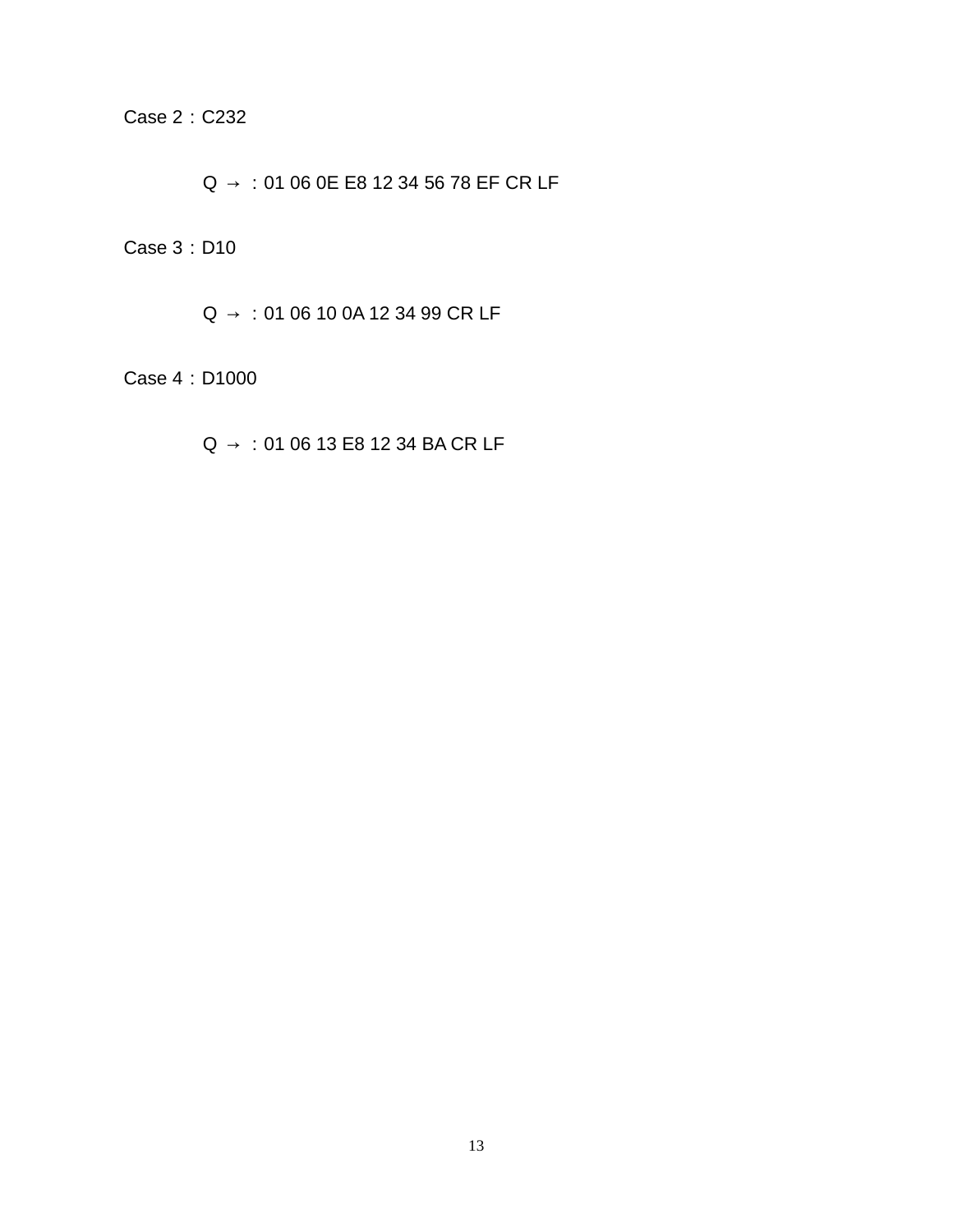Case 2：C232

Q → ：01 06 0E E8 12 34 56 78 EF CR LF

Case 3：D10

Q → ：01 06 10 0A 12 34 99 CR LF

Case 4：D1000

Q → ：01 06 13 E8 12 34 BA CR LF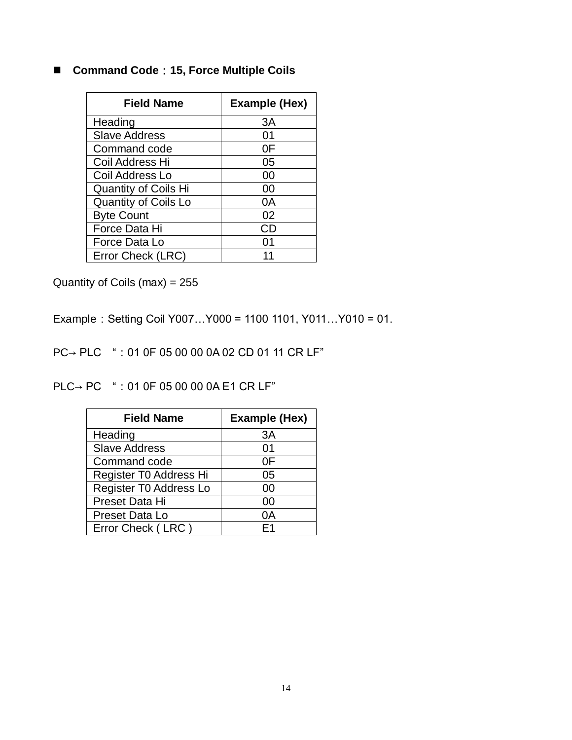- **Command Code：15, Force Multiple Coils**

| Field Name | Example (Hex) |
|---|---|
| Heading | 3A |
| Slave Address | 01 |
| Command code | 0F |
| Coil Address Hi | 05 |
| Coil Address Lo | 00 |
| Quantity of Coils Hi | 00 |
| Quantity of Coils Lo | 0A |
| Byte Count | 02 |
| Force Data Hi | CD |
| Force Data Lo | 01 |
| Error Check (LRC) | 11 |

Quantity of Coils (max) = 255

Example：Setting Coil Y007…Y000 = 1100 1101, Y011…Y010 = 01.

PC→ PLC “：01 0F 05 00 00 0A 02 CD 01 11 CR LF”

PLC→ PC “：01 0F 05 00 00 0A E1 CR LF”

| Field Name | Example (Hex) |
|---|---|
| Heading | 3A |
| Slave Address | 01 |
| Command code | 0F |
| Register T0 Address Hi | 05 |
| Register T0 Address Lo | 00 |
| Preset Data Hi | 00 |
| Preset Data Lo | 0A |
| Error Check ( LRC ) | E1 |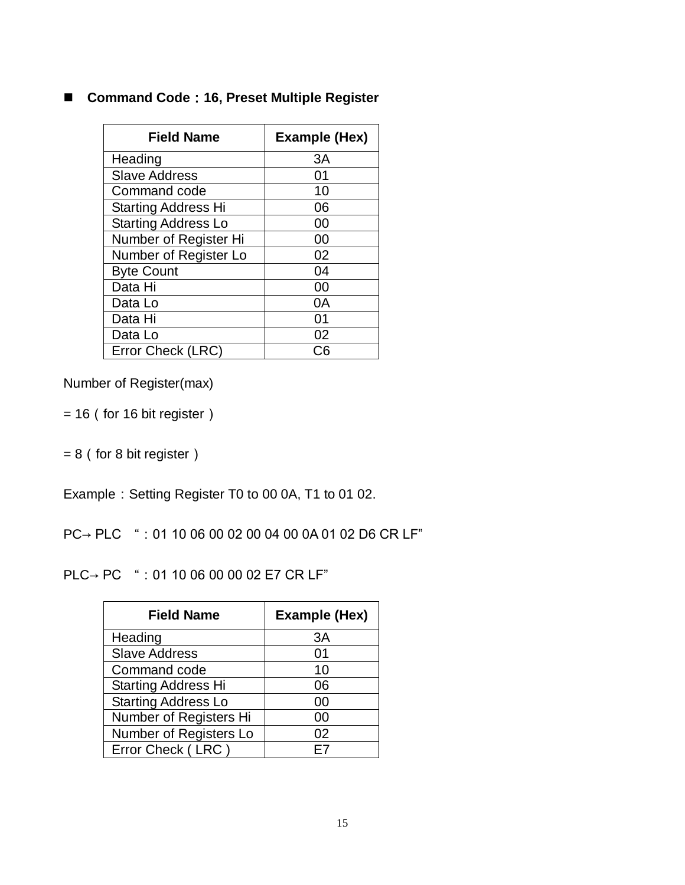- **Command Code：16, Preset Multiple Register**

| Field Name | Example (Hex) |
|---|---|
| Heading | 3A |
| Slave Address | 01 |
| Command code | 10 |
| Starting Address Hi | 06 |
| Starting Address Lo | 00 |
| Number of Register Hi | 00 |
| Number of Register Lo | 02 |
| Byte Count | 04 |
| Data Hi | 00 |
| Data Lo | 0A |
| Data Hi | 01 |
| Data Lo | 02 |
| Error Check (LRC) | C6 |

Number of Register(max)

= 16（for 16 bit register）

= 8（for 8 bit register）

Example：Setting Register T0 to 00 0A, T1 to 01 02.

PC→ PLC “：01 10 06 00 02 00 04 00 0A 01 02 D6 CR LF”

PLC→ PC “：01 10 06 00 00 02 E7 CR LF”

| Field Name | Example (Hex) |
|---|---|
| Heading | 3A |
| Slave Address | 01 |
| Command code | 10 |
| Starting Address Hi | 06 |
| Starting Address Lo | 00 |
| Number of Registers Hi | 00 |
| Number of Registers Lo | 02 |
| Error Check ( LRC ) | E7 |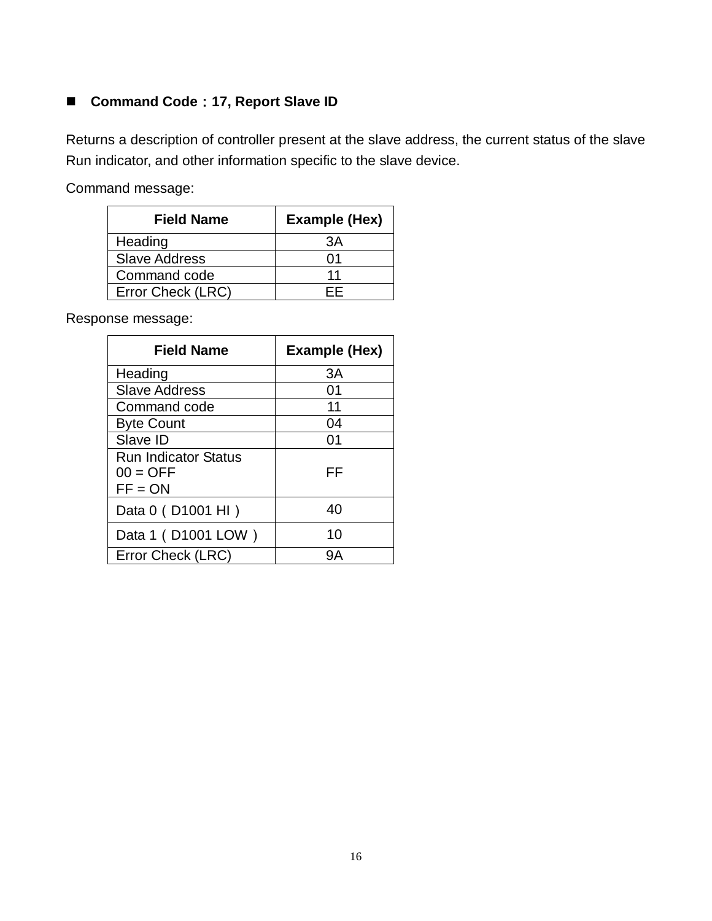## ■ Command Code：17, Report Slave ID

Returns a description of controller present at the slave address, the current status of the slave Run indicator, and other information specific to the slave device.

Command message:

| Field Name | Example (Hex) |
|---|---|
| Heading | 3A |
| Slave Address | 01 |
| Command code | 11 |
| Error Check (LRC) | EE |

Response message:

| Field Name | Example (Hex) |
|---|---|
| Heading | 3A |
| Slave Address | 01 |
| Command code | 11 |
| Byte Count | 04 |
| Slave ID | 01 |
| Run Indicator Status<br>00 = OFF<br>FF = ON | FF |
| Data 0（D1001 HI） | 40 |
| Data 1（D1001 LOW） | 10 |
| Error Check (LRC) | 9A |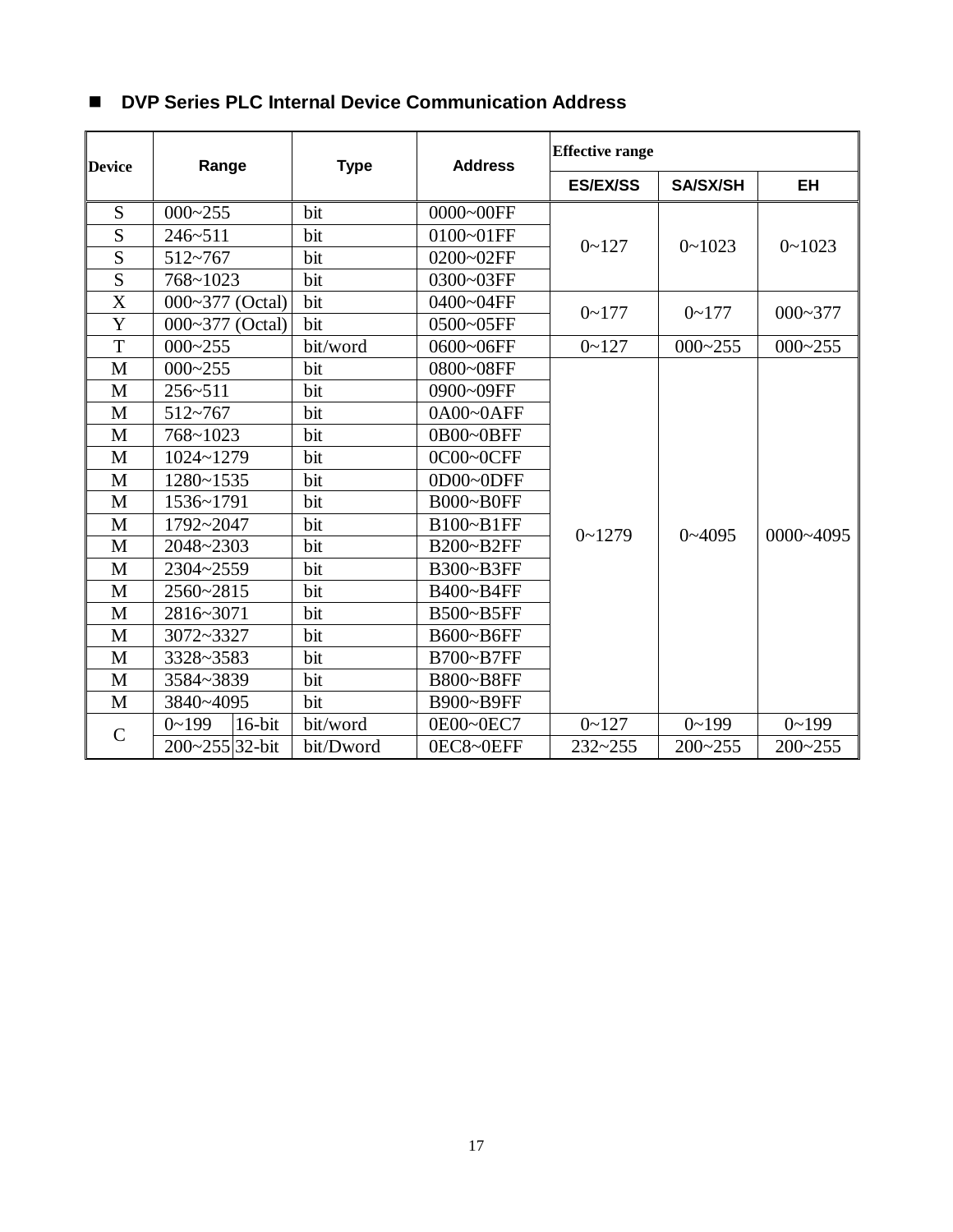## DVP Series PLC Internal Device Communication Address

| Device | Range | | Type | Address | Effective range | | |
|---|---|---|---|---|---|---|---|
| | | | | | ES/EX/SS | SA/SX/SH | EH |
| S | 000~255 | | bit | 0000~00FF | 0~127 | 0~1023 | 0~1023 |
| S | 246~511 | | bit | 0100~01FF | | | |
| S | 512~767 | | bit | 0200~02FF | | | |
| S | 768~1023 | | bit | 0300~03FF | | | |
| X | 000~377 (Octal) | | bit | 0400~04FF | 0~177 | 0~177 | 000~377 |
| Y | 000~377 (Octal) | | bit | 0500~05FF | | | |
| T | 000~255 | | bit/word | 0600~06FF | 0~127 | 000~255 | 000~255 |
| M | 000~255 | | bit | 0800~08FF | 0~1279 | 0~4095 | 0000~4095 |
| M | 256~511 | | bit | 0900~09FF | | | |
| M | 512~767 | | bit | 0A00~0AFF | | | |
| M | 768~1023 | | bit | 0B00~0BFF | | | |
| M | 1024~1279 | | bit | 0C00~0CFF | | | |
| M | 1280~1535 | | bit | 0D00~0DFF | | | |
| M | 1536~1791 | | bit | B000~B0FF | | | |
| M | 1792~2047 | | bit | B100~B1FF | | | |
| M | 2048~2303 | | bit | B200~B2FF | | | |
| M | 2304~2559 | | bit | B300~B3FF | | | |
| M | 2560~2815 | | bit | B400~B4FF | | | |
| M | 2816~3071 | | bit | B500~B5FF | | | |
| M | 3072~3327 | | bit | B600~B6FF | | | |
| M | 3328~3583 | | bit | B700~B7FF | | | |
| M | 3584~3839 | | bit | B800~B8FF | | | |
| M | 3840~4095 | | bit | B900~B9FF | | | |
| C | 0~199 | 16-bit | bit/word | 0E00~0EC7 | 0~127 | 0~199 | 0~199 |
| | 200~255 | 32-bit | bit/Dword | 0EC8~0EFF | 232~255 | 200~255 | 200~255 |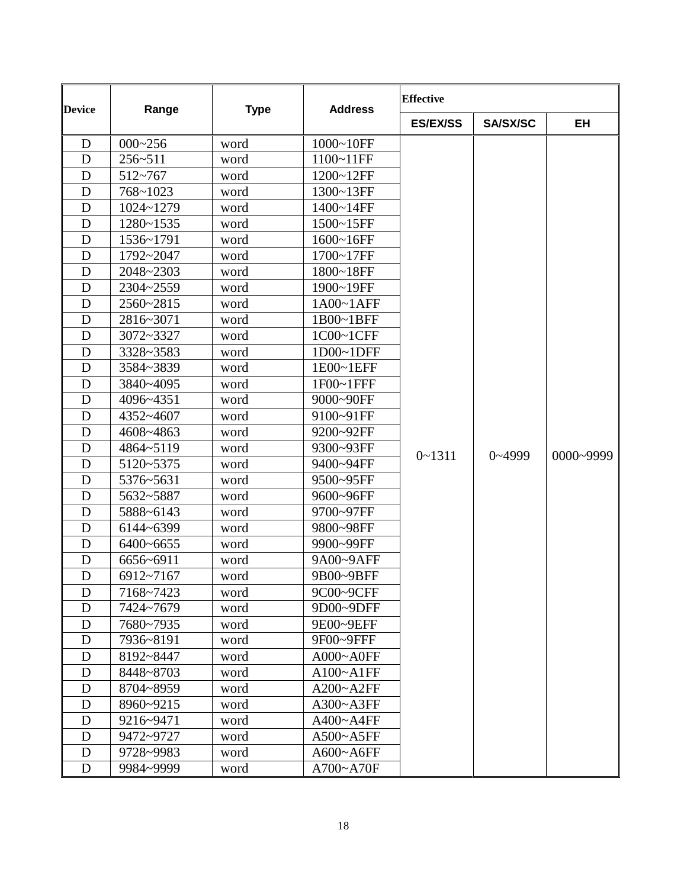| Device | Range | Type | Address | Effective | | |
|---|---|---|---|---|---|---|
| | | | | ES/EX/SS | SA/SX/SC | EH |
| D | 000~256 | word | 1000~10FF | 0~1311 | 0~4999 | 0000~9999 |
| D | 256~511 | word | 1100~11FF | | | |
| D | 512~767 | word | 1200~12FF | | | |
| D | 768~1023 | word | 1300~13FF | | | |
| D | 1024~1279 | word | 1400~14FF | | | |
| D | 1280~1535 | word | 1500~15FF | | | |
| D | 1536~1791 | word | 1600~16FF | | | |
| D | 1792~2047 | word | 1700~17FF | | | |
| D | 2048~2303 | word | 1800~18FF | | | |
| D | 2304~2559 | word | 1900~19FF | | | |
| D | 2560~2815 | word | 1A00~1AFF | | | |
| D | 2816~3071 | word | 1B00~1BFF | | | |
| D | 3072~3327 | word | 1C00~1CFF | | | |
| D | 3328~3583 | word | 1D00~1DFF | | | |
| D | 3584~3839 | word | 1E00~1EFF | | | |
| D | 3840~4095 | word | 1F00~1FFF | | | |
| D | 4096~4351 | word | 9000~90FF | | | |
| D | 4352~4607 | word | 9100~91FF | | | |
| D | 4608~4863 | word | 9200~92FF | | | |
| D | 4864~5119 | word | 9300~93FF | | | |
| D | 5120~5375 | word | 9400~94FF | | | |
| D | 5376~5631 | word | 9500~95FF | | | |
| D | 5632~5887 | word | 9600~96FF | | | |
| D | 5888~6143 | word | 9700~97FF | | | |
| D | 6144~6399 | word | 9800~98FF | | | |
| D | 6400~6655 | word | 9900~99FF | | | |
| D | 6656~6911 | word | 9A00~9AFF | | | |
| D | 6912~7167 | word | 9B00~9BFF | | | |
| D | 7168~7423 | word | 9C00~9CFF | | | |
| D | 7424~7679 | word | 9D00~9DFF | | | |
| D | 7680~7935 | word | 9E00~9EFF | | | |
| D | 7936~8191 | word | 9F00~9FFF | | | |
| D | 8192~8447 | word | A000~A0FF | | | |
| D | 8448~8703 | word | A100~A1FF | | | |
| D | 8704~8959 | word | A200~A2FF | | | |
| D | 8960~9215 | word | A300~A3FF | | | |
| D | 9216~9471 | word | A400~A4FF | | | |
| D | 9472~9727 | word | A500~A5FF | | | |
| D | 9728~9983 | word | A600~A6FF | | | |
| D | 9984~9999 | word | A700~A70F | | | |